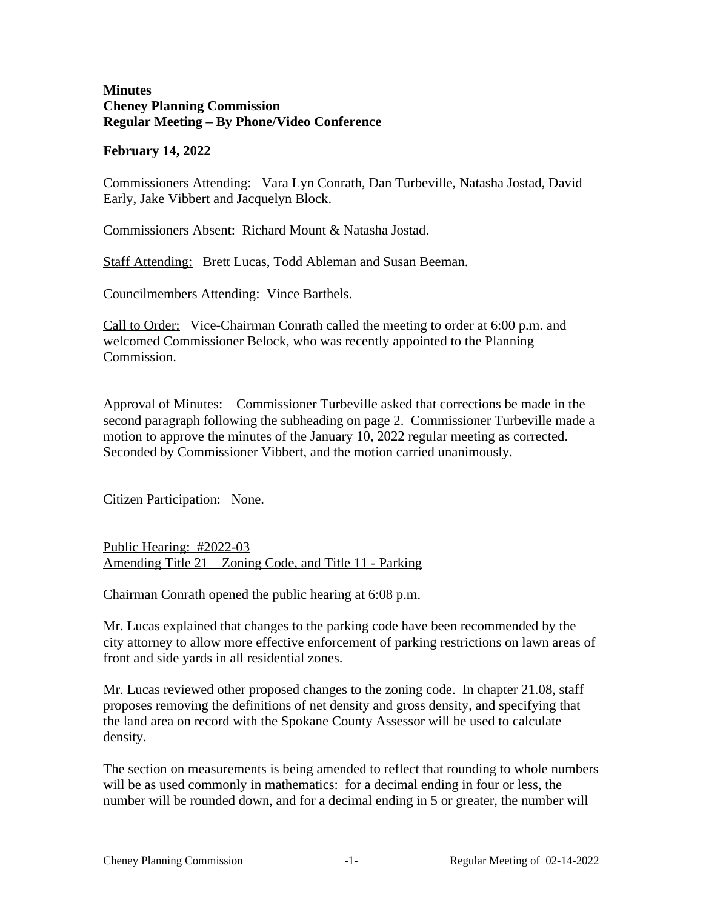**Minutes**
**Cheney Planning Commission**
**Regular Meeting – By Phone/Video Conference**

**February 14, 2022**

Commissioners Attending: Vara Lyn Conrath, Dan Turbeville, Natasha Jostad, David Early, Jake Vibbert and Jacquelyn Block.

Commissioners Absent: Richard Mount & Natasha Jostad.

Staff Attending: Brett Lucas, Todd Ableman and Susan Beeman.

Councilmembers Attending: Vince Barthels.

Call to Order: Vice-Chairman Conrath called the meeting to order at 6:00 p.m. and welcomed Commissioner Belock, who was recently appointed to the Planning Commission.

Approval of Minutes: Commissioner Turbeville asked that corrections be made in the second paragraph following the subheading on page 2. Commissioner Turbeville made a motion to approve the minutes of the January 10, 2022 regular meeting as corrected. Seconded by Commissioner Vibbert, and the motion carried unanimously.

Citizen Participation: None.

Public Hearing: #2022-03
Amending Title 21 – Zoning Code, and Title 11 - Parking

Chairman Conrath opened the public hearing at 6:08 p.m.

Mr. Lucas explained that changes to the parking code have been recommended by the city attorney to allow more effective enforcement of parking restrictions on lawn areas of front and side yards in all residential zones.

Mr. Lucas reviewed other proposed changes to the zoning code. In chapter 21.08, staff proposes removing the definitions of net density and gross density, and specifying that the land area on record with the Spokane County Assessor will be used to calculate density.

The section on measurements is being amended to reflect that rounding to whole numbers will be as used commonly in mathematics: for a decimal ending in four or less, the number will be rounded down, and for a decimal ending in 5 or greater, the number will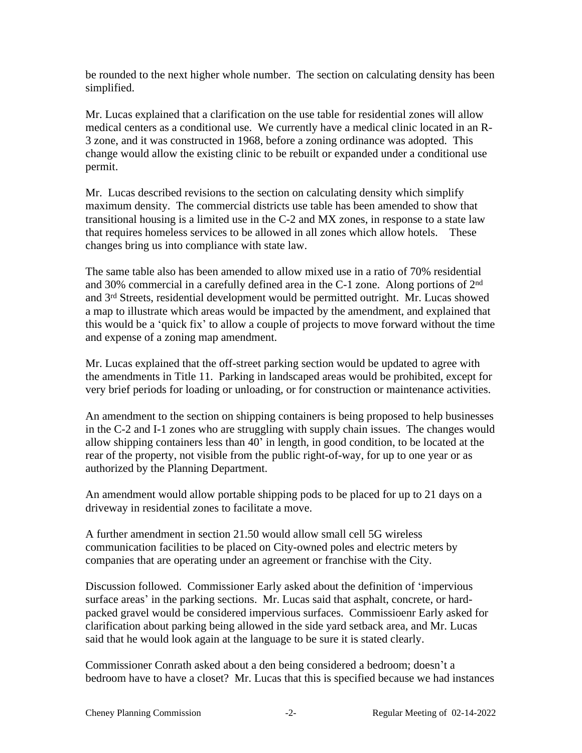be rounded to the next higher whole number. The section on calculating density has been simplified.

Mr. Lucas explained that a clarification on the use table for residential zones will allow medical centers as a conditional use. We currently have a medical clinic located in an R-3 zone, and it was constructed in 1968, before a zoning ordinance was adopted. This change would allow the existing clinic to be rebuilt or expanded under a conditional use permit.

Mr. Lucas described revisions to the section on calculating density which simplify maximum density. The commercial districts use table has been amended to show that transitional housing is a limited use in the C-2 and MX zones, in response to a state law that requires homeless services to be allowed in all zones which allow hotels. These changes bring us into compliance with state law.

The same table also has been amended to allow mixed use in a ratio of 70% residential and 30% commercial in a carefully defined area in the C-1 zone. Along portions of 2nd and 3rd Streets, residential development would be permitted outright. Mr. Lucas showed a map to illustrate which areas would be impacted by the amendment, and explained that this would be a 'quick fix' to allow a couple of projects to move forward without the time and expense of a zoning map amendment.

Mr. Lucas explained that the off-street parking section would be updated to agree with the amendments in Title 11. Parking in landscaped areas would be prohibited, except for very brief periods for loading or unloading, or for construction or maintenance activities.

An amendment to the section on shipping containers is being proposed to help businesses in the C-2 and I-1 zones who are struggling with supply chain issues. The changes would allow shipping containers less than 40' in length, in good condition, to be located at the rear of the property, not visible from the public right-of-way, for up to one year or as authorized by the Planning Department.

An amendment would allow portable shipping pods to be placed for up to 21 days on a driveway in residential zones to facilitate a move.

A further amendment in section 21.50 would allow small cell 5G wireless communication facilities to be placed on City-owned poles and electric meters by companies that are operating under an agreement or franchise with the City.

Discussion followed. Commissioner Early asked about the definition of 'impervious surface areas' in the parking sections. Mr. Lucas said that asphalt, concrete, or hard-packed gravel would be considered impervious surfaces. Commissioenr Early asked for clarification about parking being allowed in the side yard setback area, and Mr. Lucas said that he would look again at the language to be sure it is stated clearly.

Commissioner Conrath asked about a den being considered a bedroom; doesn't a bedroom have to have a closet? Mr. Lucas that this is specified because we had instances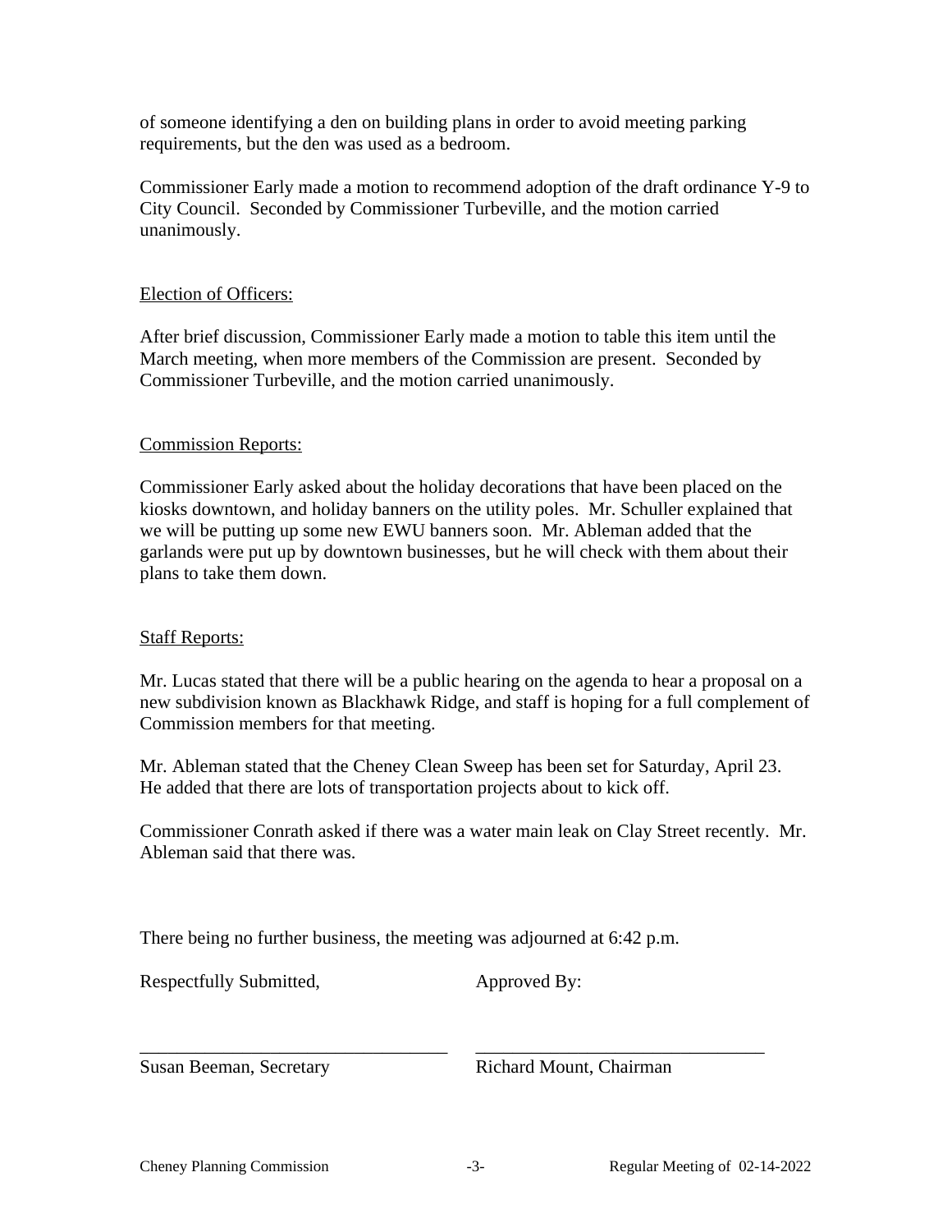of someone identifying a den on building plans in order to avoid meeting parking requirements, but the den was used as a bedroom.

Commissioner Early made a motion to recommend adoption of the draft ordinance Y-9 to City Council. Seconded by Commissioner Turbeville, and the motion carried unanimously.

Election of Officers:

After brief discussion, Commissioner Early made a motion to table this item until the March meeting, when more members of the Commission are present. Seconded by Commissioner Turbeville, and the motion carried unanimously.

Commission Reports:

Commissioner Early asked about the holiday decorations that have been placed on the kiosks downtown, and holiday banners on the utility poles. Mr. Schuller explained that we will be putting up some new EWU banners soon. Mr. Ableman added that the garlands were put up by downtown businesses, but he will check with them about their plans to take them down.

Staff Reports:

Mr. Lucas stated that there will be a public hearing on the agenda to hear a proposal on a new subdivision known as Blackhawk Ridge, and staff is hoping for a full complement of Commission members for that meeting.

Mr. Ableman stated that the Cheney Clean Sweep has been set for Saturday, April 23. He added that there are lots of transportation projects about to kick off.

Commissioner Conrath asked if there was a water main leak on Clay Street recently. Mr. Ableman said that there was.

There being no further business, the meeting was adjourned at 6:42 p.m.

Respectfully Submitted, Approved By:

\_\_\_\_\_\_\_\_\_\_\_\_\_\_\_\_\_\_\_\_\_\_\_\_\_\_\_\_\_\_\_\_\_\_ \_\_\_\_\_\_\_\_\_\_\_\_\_\_\_\_\_\_\_\_\_\_\_\_\_\_\_\_\_\_\_\_\_\_

Susan Beeman, Secretary Richard Mount, Chairman